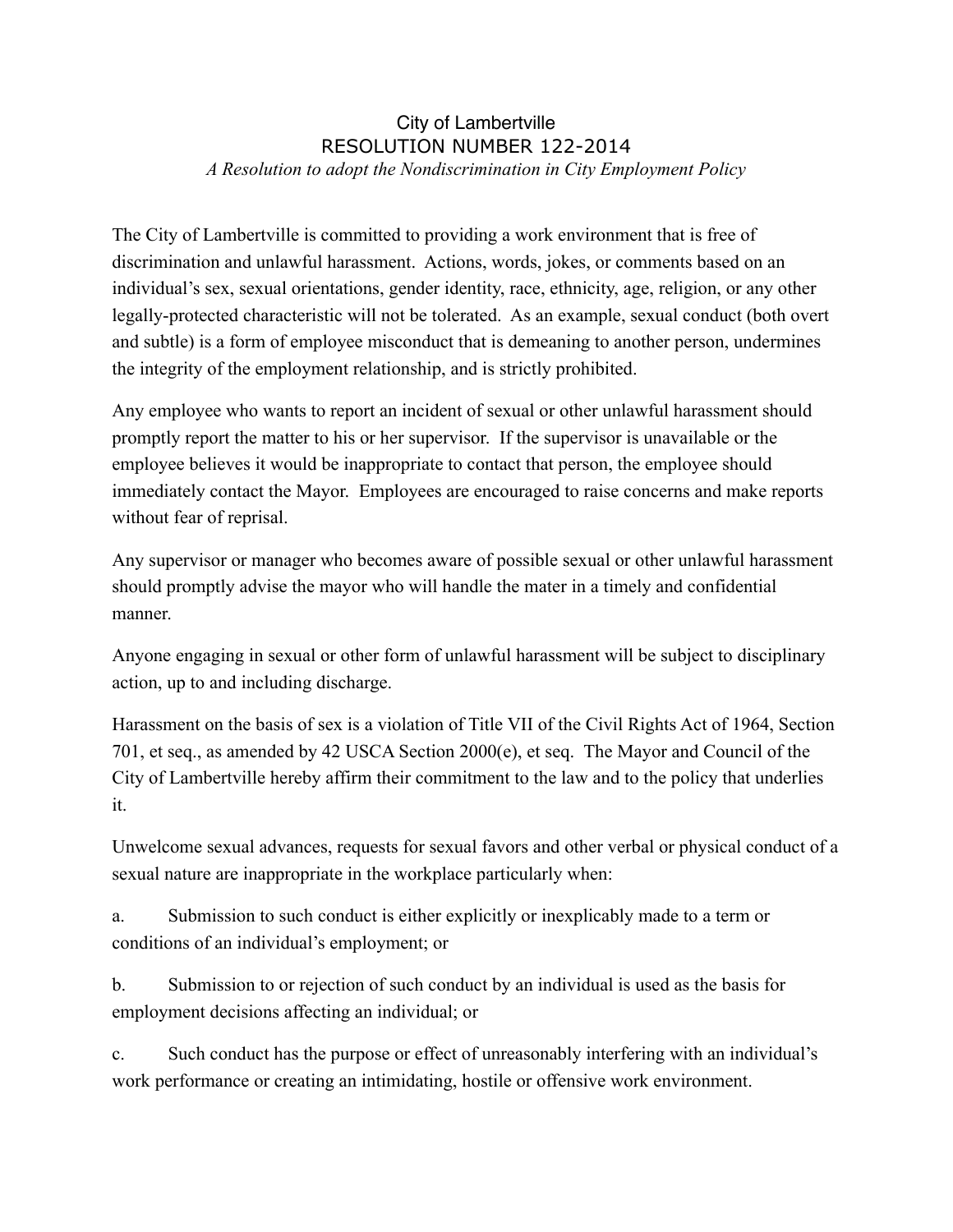# City of Lambertville
## RESOLUTION NUMBER 122-2014

*A Resolution to adopt the Nondiscrimination in City Employment Policy*

The City of Lambertville is committed to providing a work environment that is free of discrimination and unlawful harassment. Actions, words, jokes, or comments based on an individual's sex, sexual orientations, gender identity, race, ethnicity, age, religion, or any other legally-protected characteristic will not be tolerated. As an example, sexual conduct (both overt and subtle) is a form of employee misconduct that is demeaning to another person, undermines the integrity of the employment relationship, and is strictly prohibited.

Any employee who wants to report an incident of sexual or other unlawful harassment should promptly report the matter to his or her supervisor. If the supervisor is unavailable or the employee believes it would be inappropriate to contact that person, the employee should immediately contact the Mayor. Employees are encouraged to raise concerns and make reports without fear of reprisal.

Any supervisor or manager who becomes aware of possible sexual or other unlawful harassment should promptly advise the mayor who will handle the mater in a timely and confidential manner.

Anyone engaging in sexual or other form of unlawful harassment will be subject to disciplinary action, up to and including discharge.

Harassment on the basis of sex is a violation of Title VII of the Civil Rights Act of 1964, Section 701, et seq., as amended by 42 USCA Section 2000(e), et seq. The Mayor and Council of the City of Lambertville hereby affirm their commitment to the law and to the policy that underlies it.

Unwelcome sexual advances, requests for sexual favors and other verbal or physical conduct of a sexual nature are inappropriate in the workplace particularly when:

a. Submission to such conduct is either explicitly or inexplicably made to a term or conditions of an individual's employment; or

b. Submission to or rejection of such conduct by an individual is used as the basis for employment decisions affecting an individual; or

c. Such conduct has the purpose or effect of unreasonably interfering with an individual's work performance or creating an intimidating, hostile or offensive work environment.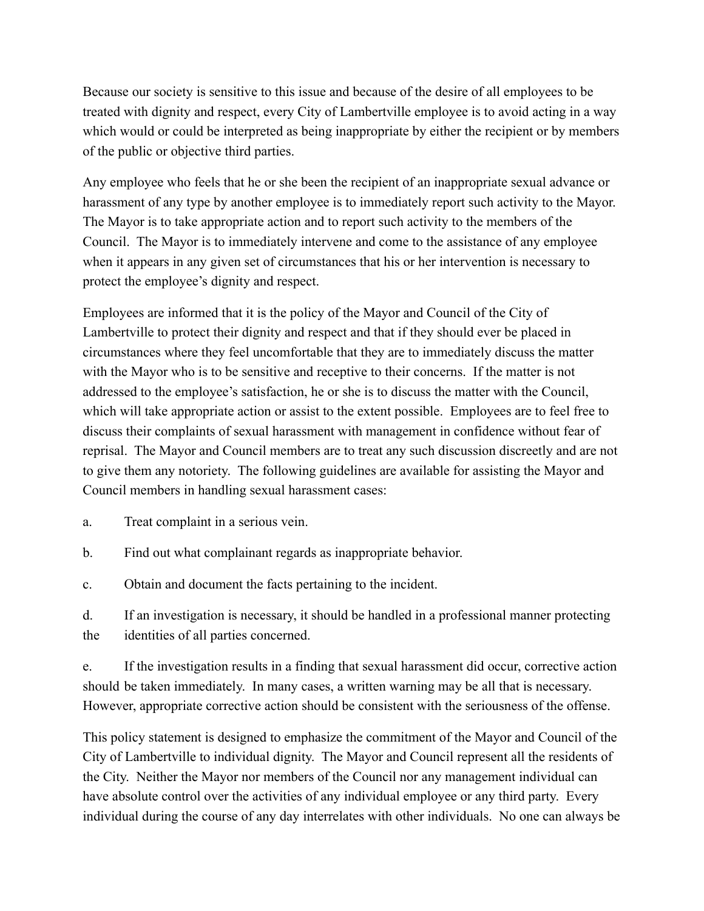Because our society is sensitive to this issue and because of the desire of all employees to be treated with dignity and respect, every City of Lambertville employee is to avoid acting in a way which would or could be interpreted as being inappropriate by either the recipient or by members of the public or objective third parties.

Any employee who feels that he or she been the recipient of an inappropriate sexual advance or harassment of any type by another employee is to immediately report such activity to the Mayor. The Mayor is to take appropriate action and to report such activity to the members of the Council. The Mayor is to immediately intervene and come to the assistance of any employee when it appears in any given set of circumstances that his or her intervention is necessary to protect the employee's dignity and respect.

Employees are informed that it is the policy of the Mayor and Council of the City of Lambertville to protect their dignity and respect and that if they should ever be placed in circumstances where they feel uncomfortable that they are to immediately discuss the matter with the Mayor who is to be sensitive and receptive to their concerns. If the matter is not addressed to the employee's satisfaction, he or she is to discuss the matter with the Council, which will take appropriate action or assist to the extent possible. Employees are to feel free to discuss their complaints of sexual harassment with management in confidence without fear of reprisal. The Mayor and Council members are to treat any such discussion discreetly and are not to give them any notoriety. The following guidelines are available for assisting the Mayor and Council members in handling sexual harassment cases:

a. Treat complaint in a serious vein.

b. Find out what complainant regards as inappropriate behavior.

c. Obtain and document the facts pertaining to the incident.

d. If an investigation is necessary, it should be handled in a professional manner protecting the identities of all parties concerned.

e. If the investigation results in a finding that sexual harassment did occur, corrective action should be taken immediately. In many cases, a written warning may be all that is necessary. However, appropriate corrective action should be consistent with the seriousness of the offense.

This policy statement is designed to emphasize the commitment of the Mayor and Council of the City of Lambertville to individual dignity. The Mayor and Council represent all the residents of the City. Neither the Mayor nor members of the Council nor any management individual can have absolute control over the activities of any individual employee or any third party. Every individual during the course of any day interrelates with other individuals. No one can always be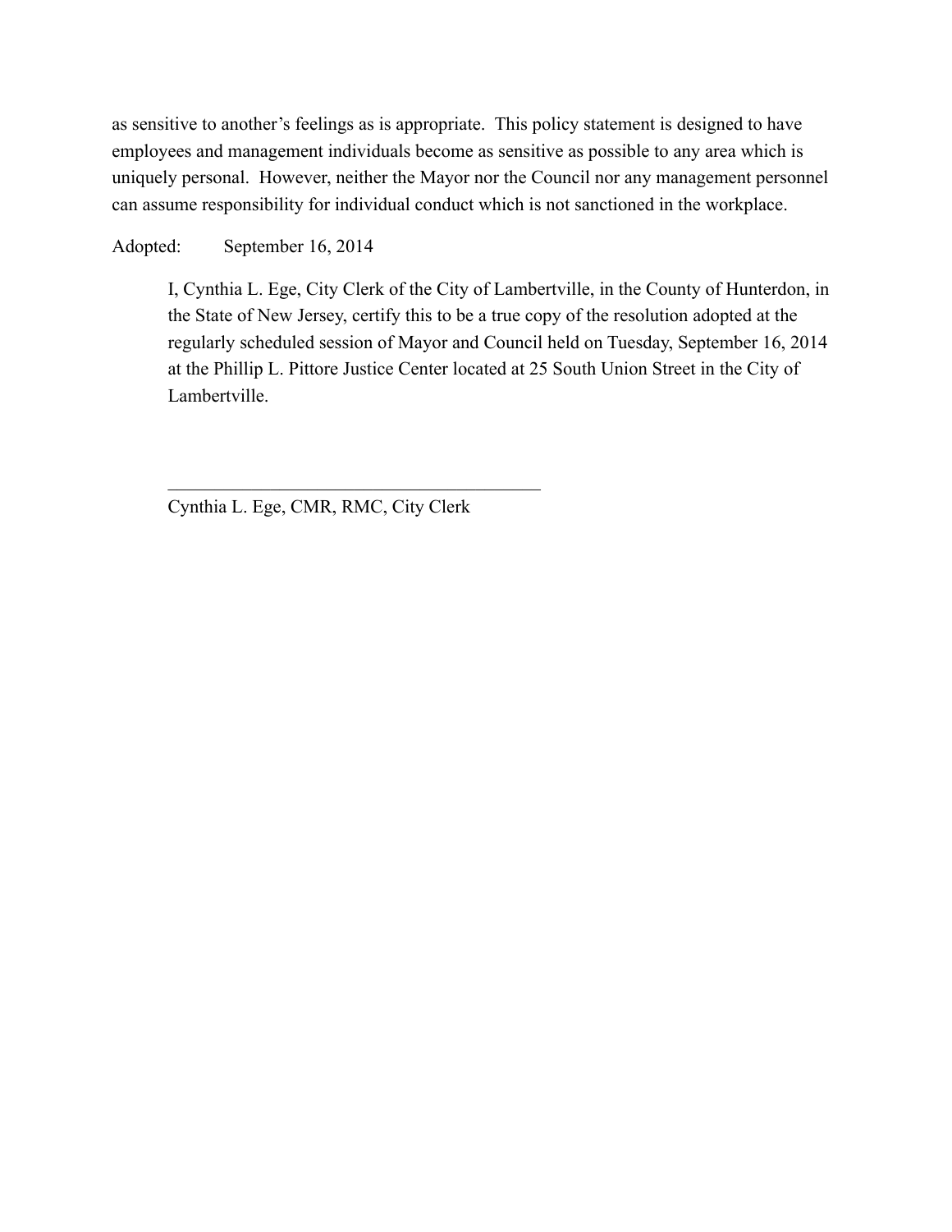as sensitive to another's feelings as is appropriate. This policy statement is designed to have employees and management individuals become as sensitive as possible to any area which is uniquely personal. However, neither the Mayor nor the Council nor any management personnel can assume responsibility for individual conduct which is not sanctioned in the workplace.

Adopted: September 16, 2014

> I, Cynthia L. Ege, City Clerk of the City of Lambertville, in the County of Hunterdon, in the State of New Jersey, certify this to be a true copy of the resolution adopted at the regularly scheduled session of Mayor and Council held on Tuesday, September 16, 2014 at the Phillip L. Pittore Justice Center located at 25 South Union Street in the City of Lambertville.
>
> \_\_\_\_\_\_\_\_\_\_\_\_\_\_\_\_\_\_\_\_\_\_\_\_\_\_\_\_\_\_\_\_\_\_\_\_\_\_\_\_\_\_
>
> Cynthia L. Ege, CMR, RMC, City Clerk